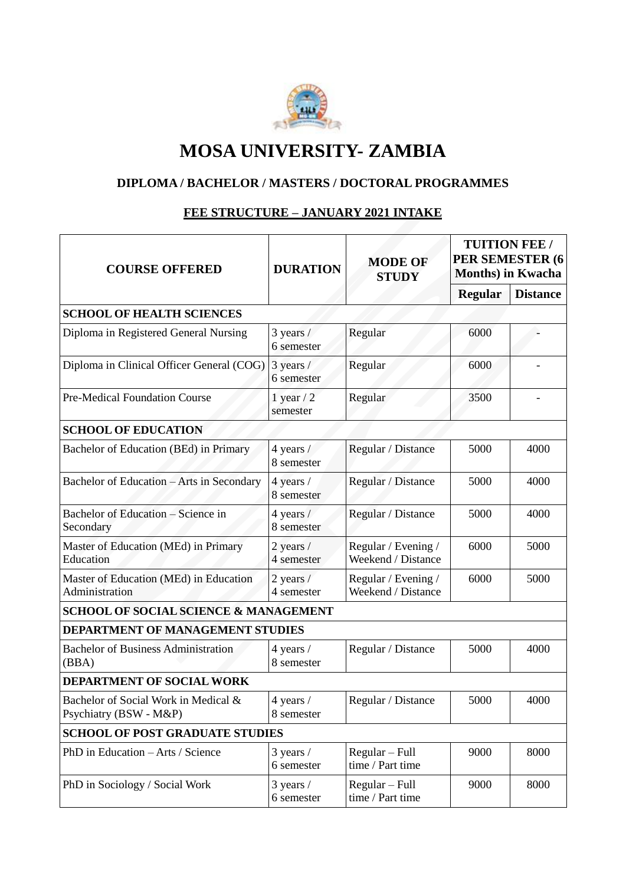# MOSA UNIVERSITY- ZAMBIA

## DIPLOMA / BACHELOR / MASTERS / DOCTORAL PROGRAMMES

### FEE STRUCTURE – JANUARY 2021 INTAKE

| COURSE OFFERED | DURATION | MODE OF STUDY | TUITION FEE / PER SEMESTER (6 Months) in Kwacha | |
|---|---|---|---|---|
| | | | Regular | Distance |
| **SCHOOL OF HEALTH SCIENCES** | | | | |
| Diploma in Registered General Nursing | 3 years / 6 semester | Regular | 6000 | - |
| Diploma in Clinical Officer General (COG) | 3 years / 6 semester | Regular | 6000 | - |
| Pre-Medical Foundation Course | 1 year / 2 semester | Regular | 3500 | - |
| **SCHOOL OF EDUCATION** | | | | |
| Bachelor of Education (BEd) in Primary | 4 years / 8 semester | Regular / Distance | 5000 | 4000 |
| Bachelor of Education – Arts in Secondary | 4 years / 8 semester | Regular / Distance | 5000 | 4000 |
| Bachelor of Education – Science in Secondary | 4 years / 8 semester | Regular / Distance | 5000 | 4000 |
| Master of Education (MEd) in Primary Education | 2 years / 4 semester | Regular / Evening / Weekend / Distance | 6000 | 5000 |
| Master of Education (MEd) in Education Administration | 2 years / 4 semester | Regular / Evening / Weekend / Distance | 6000 | 5000 |
| **SCHOOL OF SOCIAL SCIENCE & MANAGEMENT** | | | | |
| **DEPARTMENT OF MANAGEMENT STUDIES** | | | | |
| Bachelor of Business Administration (BBA) | 4 years / 8 semester | Regular / Distance | 5000 | 4000 |
| **DEPARTMENT OF SOCIAL WORK** | | | | |
| Bachelor of Social Work in Medical & Psychiatry (BSW - M&P) | 4 years / 8 semester | Regular / Distance | 5000 | 4000 |
| **SCHOOL OF POST GRADUATE STUDIES** | | | | |
| PhD in Education – Arts / Science | 3 years / 6 semester | Regular – Full time / Part time | 9000 | 8000 |
| PhD in Sociology / Social Work | 3 years / 6 semester | Regular – Full time / Part time | 9000 | 8000 |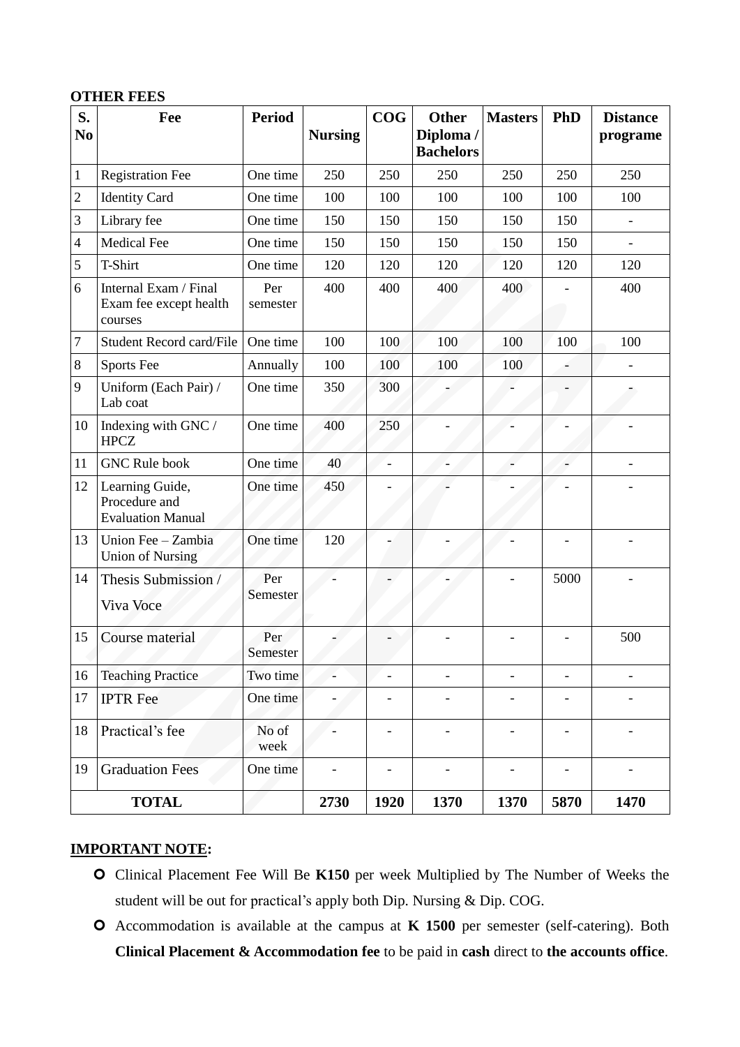**OTHER FEES**

| S. No | Fee | Period | Nursing | COG | Other Diploma / Bachelors | Masters | PhD | Distance programe |
|---|---|---|---|---|---|---|---|---|
| 1 | Registration Fee | One time | 250 | 250 | 250 | 250 | 250 | 250 |
| 2 | Identity Card | One time | 100 | 100 | 100 | 100 | 100 | 100 |
| 3 | Library fee | One time | 150 | 150 | 150 | 150 | 150 | - |
| 4 | Medical Fee | One time | 150 | 150 | 150 | 150 | 150 | - |
| 5 | T-Shirt | One time | 120 | 120 | 120 | 120 | 120 | 120 |
| 6 | Internal Exam / Final Exam fee except health courses | Per semester | 400 | 400 | 400 | 400 | - | 400 |
| 7 | Student Record card/File | One time | 100 | 100 | 100 | 100 | 100 | 100 |
| 8 | Sports Fee | Annually | 100 | 100 | 100 | 100 | - | - |
| 9 | Uniform (Each Pair) / Lab coat | One time | 350 | 300 | - | - | - | - |
| 10 | Indexing with GNC / HPCZ | One time | 400 | 250 | - | - | - | - |
| 11 | GNC Rule book | One time | 40 | - | - | - | - | - |
| 12 | Learning Guide, Procedure and Evaluation Manual | One time | 450 | - | - | - | - | - |
| 13 | Union Fee – Zambia Union of Nursing | One time | 120 | - | - | - | - | - |
| 14 | Thesis Submission / Viva Voce | Per Semester | - | - | - | - | 5000 | - |
| 15 | Course material | Per Semester | - | - | - | - | - | 500 |
| 16 | Teaching Practice | Two time | - | - | - | - | - | - |
| 17 | IPTR Fee | One time | - | - | - | - | - | - |
| 18 | Practical's fee | No of week | - | - | - | - | - | - |
| 19 | Graduation Fees | One time | - | - | - | - | - | - |
| **TOTAL** | | | **2730** | **1920** | **1370** | **1370** | **5870** | **1470** |

**IMPORTANT NOTE:**

- Clinical Placement Fee Will Be **K150** per week Multiplied by The Number of Weeks the student will be out for practical's apply both Dip. Nursing & Dip. COG.
- Accommodation is available at the campus at **K 1500** per semester (self-catering). Both **Clinical Placement & Accommodation fee** to be paid in **cash** direct to **the accounts office**.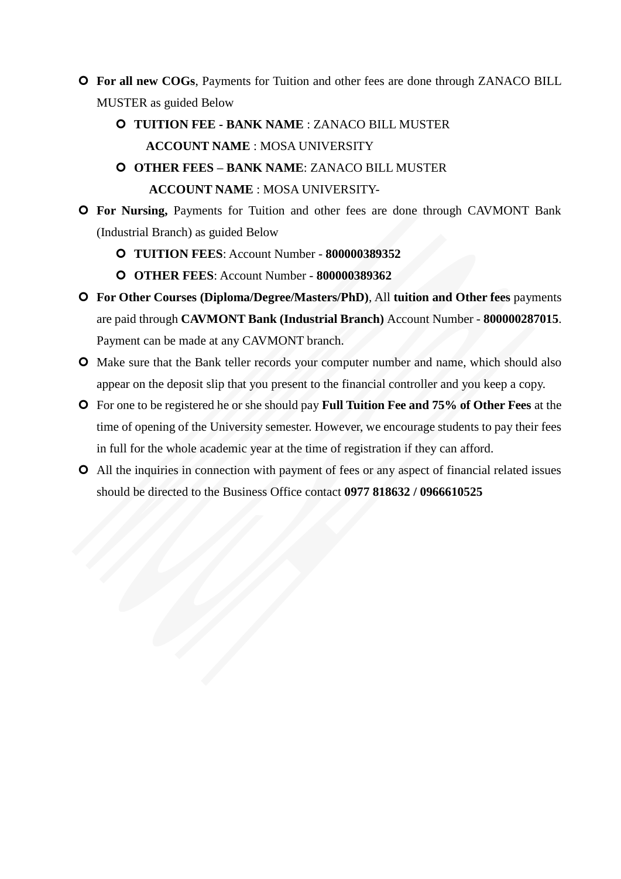- **For all new COGs**, Payments for Tuition and other fees are done through ZANACO BILL MUSTER as guided Below
  - **TUITION FEE - BANK NAME** : ZANACO BILL MUSTER
    **ACCOUNT NAME** : MOSA UNIVERSITY
  - **OTHER FEES – BANK NAME**: ZANACO BILL MUSTER
    **ACCOUNT NAME** : MOSA UNIVERSITY-
- **For Nursing,** Payments for Tuition and other fees are done through CAVMONT Bank (Industrial Branch) as guided Below
  - **TUITION FEES**: Account Number - **800000389352**
  - **OTHER FEES**: Account Number - **800000389362**
- **For Other Courses (Diploma/Degree/Masters/PhD)**, All **tuition and Other fees** payments are paid through **CAVMONT Bank (Industrial Branch)** Account Number - **800000287015**. Payment can be made at any CAVMONT branch.
- Make sure that the Bank teller records your computer number and name, which should also appear on the deposit slip that you present to the financial controller and you keep a copy.
- For one to be registered he or she should pay **Full Tuition Fee and 75% of Other Fees** at the time of opening of the University semester. However, we encourage students to pay their fees in full for the whole academic year at the time of registration if they can afford.
- All the inquiries in connection with payment of fees or any aspect of financial related issues should be directed to the Business Office contact **0977 818632 / 0966610525**